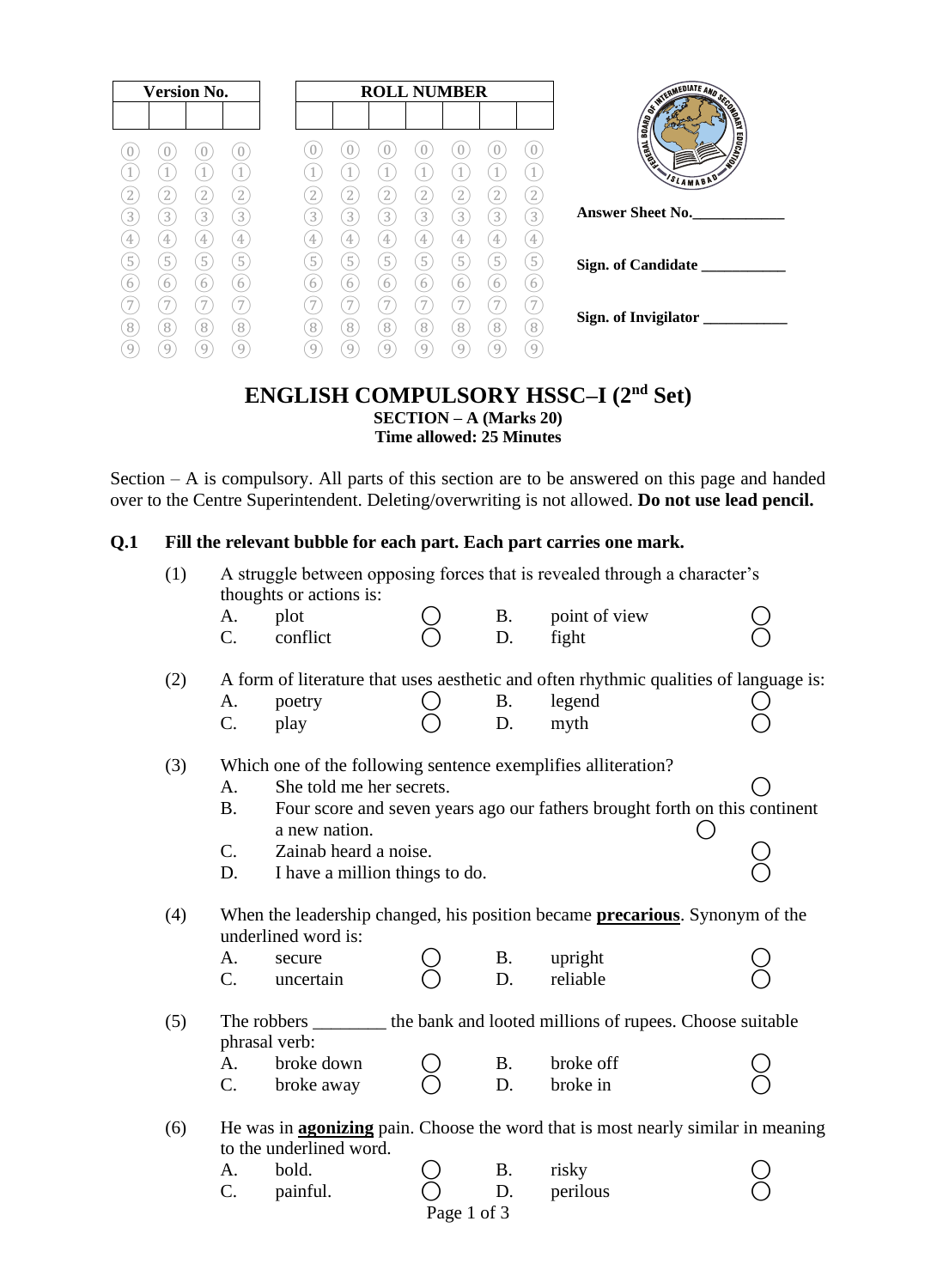| Version No. | | | |
|---|---|---|---|
| | | | |

| ROLL NUMBER | | | | | | |
|---|---|---|---|---|---|---|
| | | | | | | |

Answer Sheet No.____________

Sign. of Candidate ___________

Sign. of Invigilator ___________

# ENGLISH COMPULSORY HSSC–I (2nd Set)

**SECTION – A (Marks 20)**
**Time allowed: 25 Minutes**

Section – A is compulsory. All parts of this section are to be answered on this page and handed over to the Centre Superintendent. Deleting/overwriting is not allowed. **Do not use lead pencil.**

**Q.1 Fill the relevant bubble for each part. Each part carries one mark.**

(1) A struggle between opposing forces that is revealed through a character's thoughts or actions is:

A. plot ◯ B. point of view ◯
C. conflict ◯ D. fight ◯

(2) A form of literature that uses aesthetic and often rhythmic qualities of language is:

A. poetry ◯ B. legend ◯
C. play ◯ D. myth ◯

(3) Which one of the following sentence exemplifies alliteration?

A. She told me her secrets. ◯
B. Four score and seven years ago our fathers brought forth on this continent a new nation. ◯
C. Zainab heard a noise. ◯
D. I have a million things to do. ◯

(4) When the leadership changed, his position became **precarious**. Synonym of the underlined word is:

A. secure ◯ B. upright ◯
C. uncertain ◯ D. reliable ◯

(5) The robbers ________ the bank and looted millions of rupees. Choose suitable phrasal verb:

A. broke down ◯ B. broke off ◯
C. broke away ◯ D. broke in ◯

(6) He was in **agonizing** pain. Choose the word that is most nearly similar in meaning to the underlined word.

A. bold. ◯ B. risky ◯
C. painful. ◯ D. perilous ◯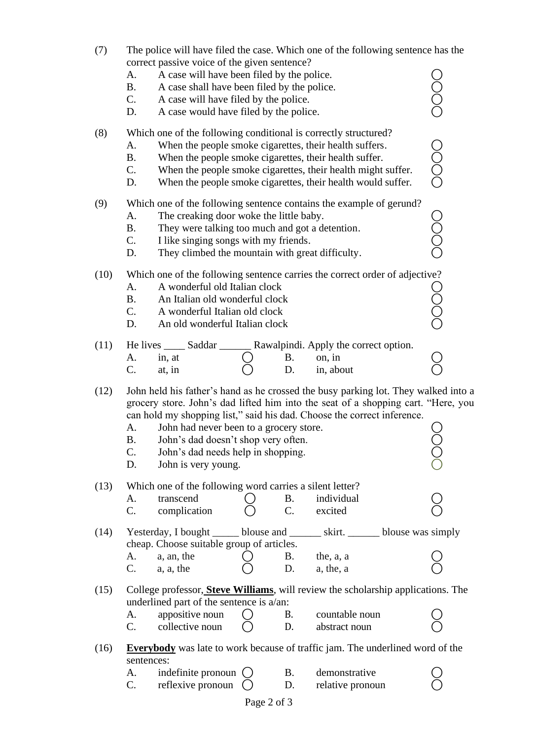(7) The police will have filed the case. Which one of the following sentence has the correct passive voice of the given sentence?

- A. A case will have been filed by the police. ○
- B. A case shall have been filed by the police. ○
- C. A case will have filed by the police. ○
- D. A case would have filed by the police. ○

(8) Which one of the following conditional is correctly structured?

- A. When the people smoke cigarettes, their health suffers. ○
- B. When the people smoke cigarettes, their health suffer. ○
- C. When the people smoke cigarettes, their health might suffer. ○
- D. When the people smoke cigarettes, their health would suffer. ○

(9) Which one of the following sentence contains the example of gerund?

- A. The creaking door woke the little baby. ○
- B. They were talking too much and got a detention. ○
- C. I like singing songs with my friends. ○
- D. They climbed the mountain with great difficulty. ○

(10) Which one of the following sentence carries the correct order of adjective?

- A. A wonderful old Italian clock ○
- B. An Italian old wonderful clock ○
- C. A wonderful Italian old clock ○
- D. An old wonderful Italian clock ○

(11) He lives ____ Saddar ______ Rawalpindi. Apply the correct option.

- A. in, at ○
- B. on, in ○
- C. at, in ○
- D. in, about ○

(12) John held his father's hand as he crossed the busy parking lot. They walked into a grocery store. John's dad lifted him into the seat of a shopping cart. "Here, you can hold my shopping list," said his dad. Choose the correct inference.

- A. John had never been to a grocery store. ○
- B. John's dad doesn't shop very often. ○
- C. John's dad needs help in shopping. ○
- D. John is very young. ○

(13) Which one of the following word carries a silent letter?

- A. transcend ○
- B. individual ○
- C. complication ○
- C. excited ○

(14) Yesterday, I bought _____ blouse and ______ skirt. ______ blouse was simply cheap. Choose suitable group of articles.

- A. a, an, the ○
- B. the, a, a ○
- C. a, a, the ○
- D. a, the, a ○

(15) College professor, **<u>Steve Williams</u>**, will review the scholarship applications. The underlined part of the sentence is a/an:

- A. appositive noun ○
- B. countable noun ○
- C. collective noun ○
- D. abstract noun ○

(16) **<u>Everybody</u>** was late to work because of traffic jam. The underlined word of the sentences:

- A. indefinite pronoun ○
- B. demonstrative ○
- C. reflexive pronoun ○
- D. relative pronoun ○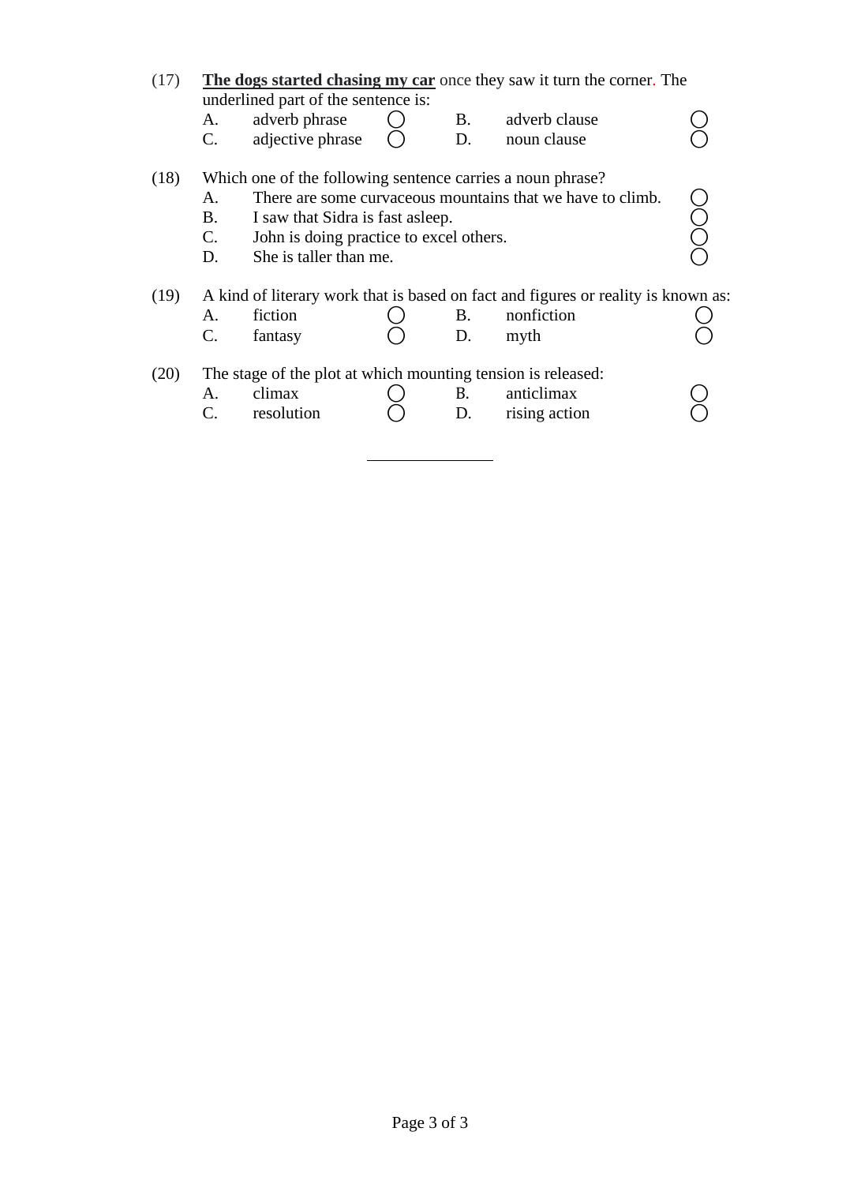(17) **<u>The dogs started chasing my car</u>** once they saw it turn the corner. The underlined part of the sentence is:

A. adverb phrase ○ B. adverb clause ○
C. adjective phrase ○ D. noun clause ○

(18) Which one of the following sentence carries a noun phrase?

A. There are some curvaceous mountains that we have to climb. ○
B. I saw that Sidra is fast asleep. ○
C. John is doing practice to excel others. ○
D. She is taller than me. ○

(19) A kind of literary work that is based on fact and figures or reality is known as:

A. fiction ○ B. nonfiction ○
C. fantasy ○ D. myth ○

(20) The stage of the plot at which mounting tension is released:

A. climax ○ B. anticlimax ○
C. resolution ○ D. rising action ○

---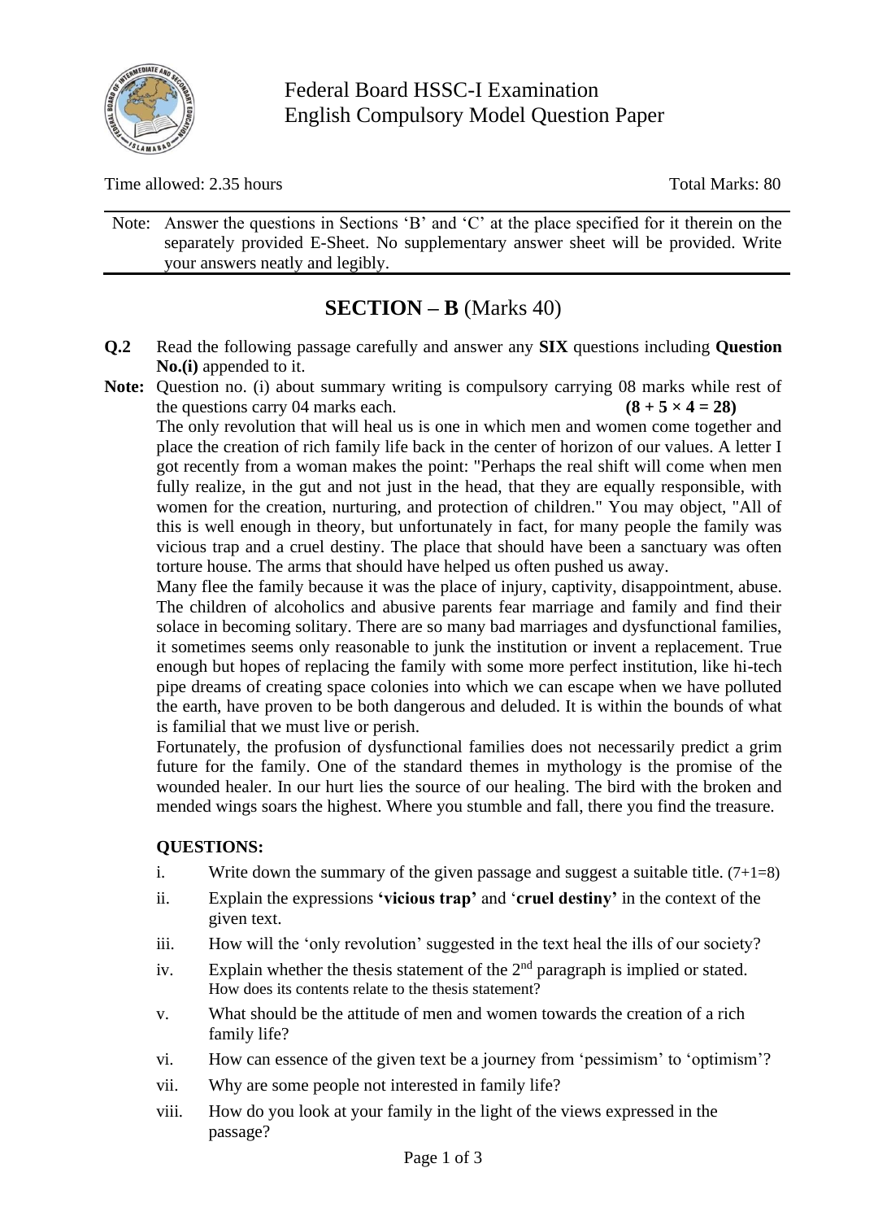Federal Board HSSC-I Examination
English Compulsory Model Question Paper

Time allowed: 2.35 hours | Total Marks: 80

Note: Answer the questions in Sections 'B' and 'C' at the place specified for it therein on the separately provided E-Sheet. No supplementary answer sheet will be provided. Write your answers neatly and legibly.

## SECTION – B (Marks 40)

**Q.2** Read the following passage carefully and answer any **SIX** questions including **Question No.(i)** appended to it.

**Note:** Question no. (i) about summary writing is compulsory carrying 08 marks while rest of the questions carry 04 marks each. **(8 + 5 × 4 = 28)**

The only revolution that will heal us is one in which men and women come together and place the creation of rich family life back in the center of horizon of our values. A letter I got recently from a woman makes the point: "Perhaps the real shift will come when men fully realize, in the gut and not just in the head, that they are equally responsible, with women for the creation, nurturing, and protection of children." You may object, "All of this is well enough in theory, but unfortunately in fact, for many people the family was vicious trap and a cruel destiny. The place that should have been a sanctuary was often torture house. The arms that should have helped us often pushed us away.

Many flee the family because it was the place of injury, captivity, disappointment, abuse. The children of alcoholics and abusive parents fear marriage and family and find their solace in becoming solitary. There are so many bad marriages and dysfunctional families, it sometimes seems only reasonable to junk the institution or invent a replacement. True enough but hopes of replacing the family with some more perfect institution, like hi-tech pipe dreams of creating space colonies into which we can escape when we have polluted the earth, have proven to be both dangerous and deluded. It is within the bounds of what is familial that we must live or perish.

Fortunately, the profusion of dysfunctional families does not necessarily predict a grim future for the family. One of the standard themes in mythology is the promise of the wounded healer. In our hurt lies the source of our healing. The bird with the broken and mended wings soars the highest. Where you stumble and fall, there you find the treasure.

**QUESTIONS:**

i. Write down the summary of the given passage and suggest a suitable title. (7+1=8)

ii. Explain the expressions **'vicious trap'** and '**cruel destiny'** in the context of the given text.

iii. How will the 'only revolution' suggested in the text heal the ills of our society?

iv. Explain whether the thesis statement of the 2nd paragraph is implied or stated. How does its contents relate to the thesis statement?

v. What should be the attitude of men and women towards the creation of a rich family life?

vi. How can essence of the given text be a journey from 'pessimism' to 'optimism'?

vii. Why are some people not interested in family life?

viii. How do you look at your family in the light of the views expressed in the passage?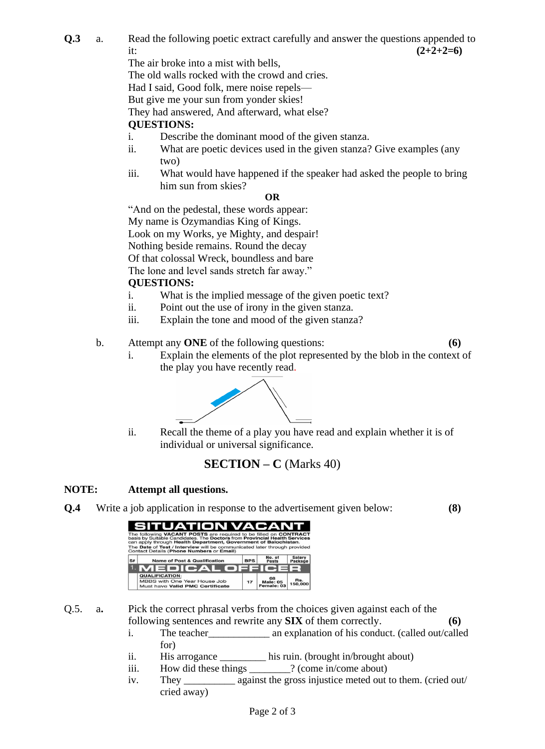**Q.3** a. Read the following poetic extract carefully and answer the questions appended to it: **(2+2+2=6)**

The air broke into a mist with bells,
The old walls rocked with the crowd and cries.
Had I said, Good folk, mere noise repels—
But give me your sun from yonder skies!
They had answered, And afterward, what else?

**QUESTIONS:**

i. Describe the dominant mood of the given stanza.
ii. What are poetic devices used in the given stanza? Give examples (any two)
iii. What would have happened if the speaker had asked the people to bring him sun from skies?

**OR**

"And on the pedestal, these words appear:
My name is Ozymandias King of Kings.
Look on my Works, ye Mighty, and despair!
Nothing beside remains. Round the decay
Of that colossal Wreck, boundless and bare
The lone and level sands stretch far away."

**QUESTIONS:**

i. What is the implied message of the given poetic text?
ii. Point out the use of irony in the given stanza.
iii. Explain the tone and mood of the given stanza?

b. Attempt any **ONE** of the following questions: **(6)**

i. Explain the elements of the plot represented by the blob in the context of the play you have recently read.

ii. Recall the theme of a play you have read and explain whether it is of individual or universal significance.

## SECTION – C (Marks 40)

**NOTE:** **Attempt all questions.**

**Q.4** Write a job application in response to the advertisement given below: **(8)**

**SITUATION VACANT**

The following **VACANT POSTS** are required to be filled on **CONTRACT** basis by Suitable Candidates. The **Doctors** from **Provincial Health Services** can apply through **Health Department, Government of Balochistan.** The **Date of Test / Interview** will be communicated later through provided Contact Details (**Phone Numbers** or **Email**)

| S# | Name of Post & Qualification | BPS | No. of Posts | Salary Package |
|---|---|---|---|---|
| 1. | **MEDICAL OFFICER** | | | |
| | **QUALIFICATION:** MBBS with One Year House Job Must have **Valid PMC Certificate** | 17 | 08 Male: 05 Female: 03 | Rs. 150,000 |

Q.5. **a.** Pick the correct phrasal verbs from the choices given against each of the following sentences and rewrite any **SIX** of them correctly. **(6)**

i. The teacher____________ an explanation of his conduct. (called out/called for)
ii. His arrogance _________ his ruin. (brought in/brought about)
iii. How did these things ________? (come in/come about)
iv. They __________ against the gross injustice meted out to them. (cried out/ cried away)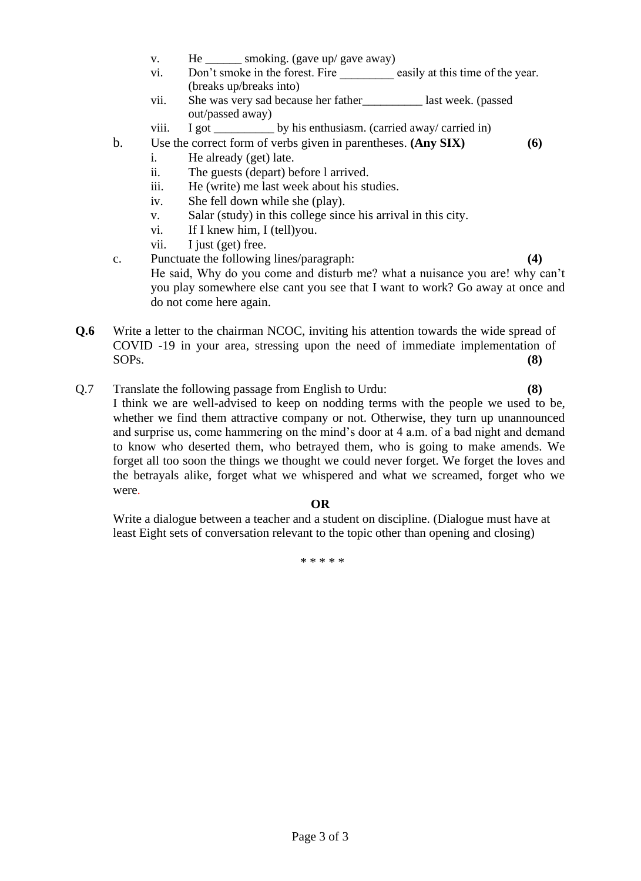v. He ______ smoking. (gave up/ gave away)
vi. Don't smoke in the forest. Fire _________ easily at this time of the year. (breaks up/breaks into)
vii. She was very sad because her father__________ last week. (passed out/passed away)
viii. I got __________ by his enthusiasm. (carried away/ carried in)

b. Use the correct form of verbs given in parentheses. **(Any SIX)** **(6)**

i. He already (get) late.
ii. The guests (depart) before l arrived.
iii. He (write) me last week about his studies.
iv. She fell down while she (play).
v. Salar (study) in this college since his arrival in this city.
vi. If I knew him, I (tell)you.
vii. I just (get) free.

c. Punctuate the following lines/paragraph: **(4)**

He said, Why do you come and disturb me? what a nuisance you are! why can't you play somewhere else cant you see that I want to work? Go away at once and do not come here again.

**Q.6** Write a letter to the chairman NCOC, inviting his attention towards the wide spread of COVID -19 in your area, stressing upon the need of immediate implementation of SOPs. **(8)**

Q.7 Translate the following passage from English to Urdu: **(8)**

I think we are well-advised to keep on nodding terms with the people we used to be, whether we find them attractive company or not. Otherwise, they turn up unannounced and surprise us, come hammering on the mind's door at 4 a.m. of a bad night and demand to know who deserted them, who betrayed them, who is going to make amends. We forget all too soon the things we thought we could never forget. We forget the loves and the betrayals alike, forget what we whispered and what we screamed, forget who we were.

**OR**

Write a dialogue between a teacher and a student on discipline. (Dialogue must have at least Eight sets of conversation relevant to the topic other than opening and closing)

* * * * *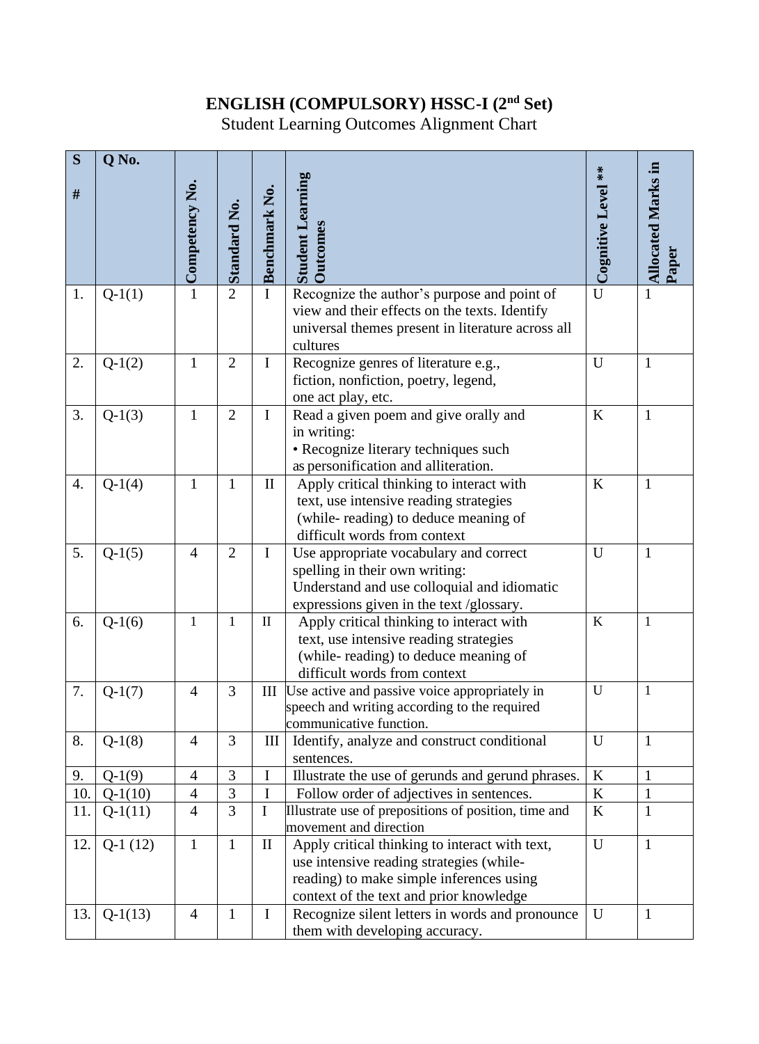# ENGLISH (COMPULSORY) HSSC-I (2nd Set)

Student Learning Outcomes Alignment Chart

| S # | Q No. | Competency No. | Standard No. | Benchmark No. | Student Learning Outcomes | Cognitive Level ** | Allocated Marks in Paper |
|---|---|---|---|---|---|---|---|
| 1. | Q-1(1) | 1 | 2 | I | Recognize the author's purpose and point of view and their effects on the texts. Identify universal themes present in literature across all cultures | U | 1 |
| 2. | Q-1(2) | 1 | 2 | I | Recognize genres of literature e.g., fiction, nonfiction, poetry, legend, one act play, etc. | U | 1 |
| 3. | Q-1(3) | 1 | 2 | I | Read a given poem and give orally and in writing: • Recognize literary techniques such as personification and alliteration. | K | 1 |
| 4. | Q-1(4) | 1 | 1 | II | Apply critical thinking to interact with text, use intensive reading strategies (while- reading) to deduce meaning of difficult words from context | K | 1 |
| 5. | Q-1(5) | 4 | 2 | I | Use appropriate vocabulary and correct spelling in their own writing: Understand and use colloquial and idiomatic expressions given in the text /glossary. | U | 1 |
| 6. | Q-1(6) | 1 | 1 | II | Apply critical thinking to interact with text, use intensive reading strategies (while- reading) to deduce meaning of difficult words from context | K | 1 |
| 7. | Q-1(7) | 4 | 3 | III | Use active and passive voice appropriately in speech and writing according to the required communicative function. | U | 1 |
| 8. | Q-1(8) | 4 | 3 | III | Identify, analyze and construct conditional sentences. | U | 1 |
| 9. | Q-1(9) | 4 | 3 | I | Illustrate the use of gerunds and gerund phrases. | K | 1 |
| 10. | Q-1(10) | 4 | 3 | I | Follow order of adjectives in sentences. | K | 1 |
| 11. | Q-1(11) | 4 | 3 | I | Illustrate use of prepositions of position, time and movement and direction | K | 1 |
| 12. | Q-1 (12) | 1 | 1 | II | Apply critical thinking to interact with text, use intensive reading strategies (while- reading) to make simple inferences using context of the text and prior knowledge | U | 1 |
| 13. | Q-1(13) | 4 | 1 | I | Recognize silent letters in words and pronounce them with developing accuracy. | U | 1 |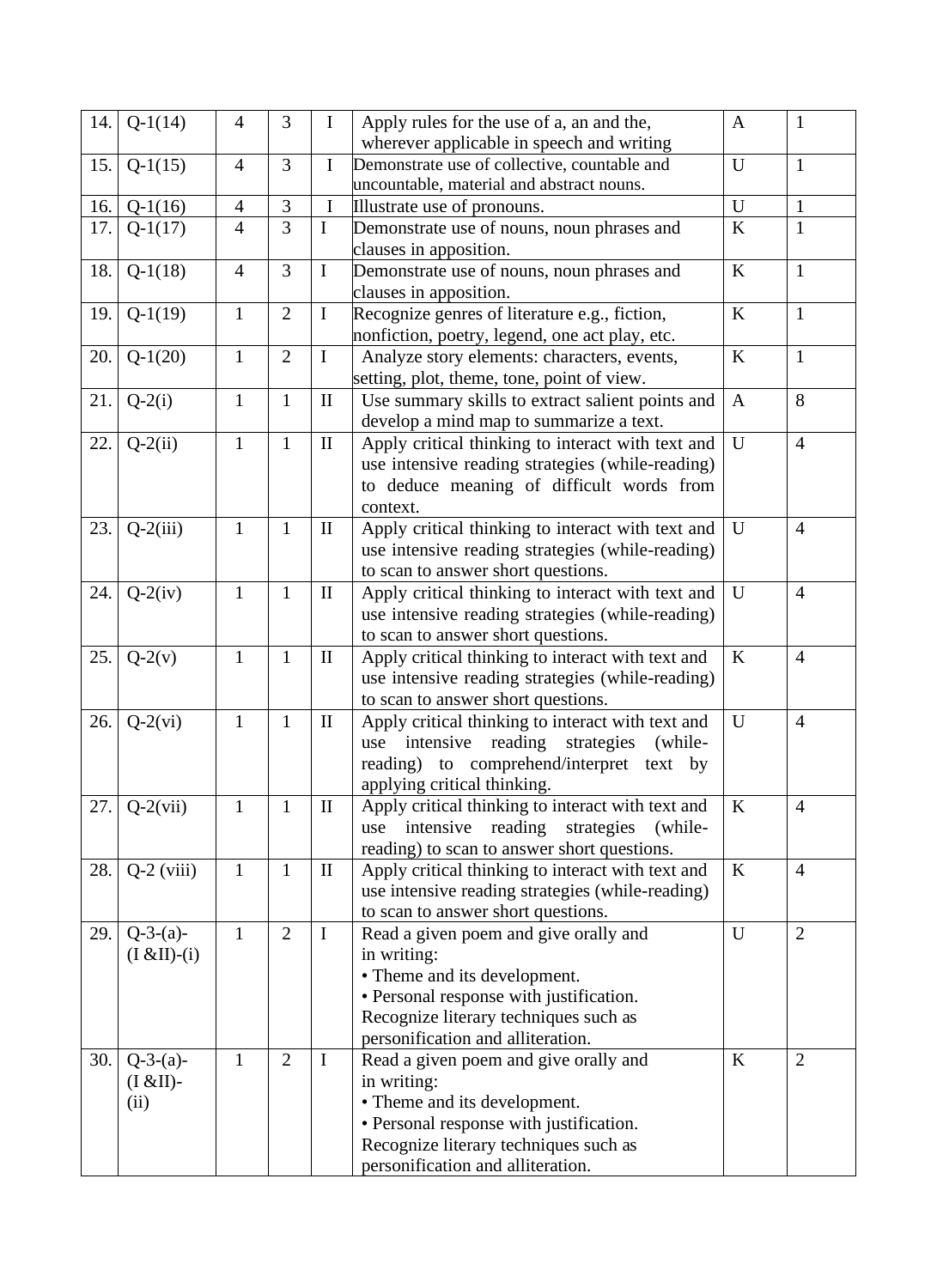| 14. | Q-1(14) | 4 | 3 | I | Apply rules for the use of a, an and the, wherever applicable in speech and writing | A | 1 |
|---|---|---|---|---|---|---|---|
| 15. | Q-1(15) | 4 | 3 | I | Demonstrate use of collective, countable and uncountable, material and abstract nouns. | U | 1 |
| 16. | Q-1(16) | 4 | 3 | I | Illustrate use of pronouns. | U | 1 |
| 17. | Q-1(17) | 4 | 3 | I | Demonstrate use of nouns, noun phrases and clauses in apposition. | K | 1 |
| 18. | Q-1(18) | 4 | 3 | I | Demonstrate use of nouns, noun phrases and clauses in apposition. | K | 1 |
| 19. | Q-1(19) | 1 | 2 | I | Recognize genres of literature e.g., fiction, nonfiction, poetry, legend, one act play, etc. | K | 1 |
| 20. | Q-1(20) | 1 | 2 | I | Analyze story elements: characters, events, setting, plot, theme, tone, point of view. | K | 1 |
| 21. | Q-2(i) | 1 | 1 | II | Use summary skills to extract salient points and develop a mind map to summarize a text. | A | 8 |
| 22. | Q-2(ii) | 1 | 1 | II | Apply critical thinking to interact with text and use intensive reading strategies (while-reading) to deduce meaning of difficult words from context. | U | 4 |
| 23. | Q-2(iii) | 1 | 1 | II | Apply critical thinking to interact with text and use intensive reading strategies (while-reading) to scan to answer short questions. | U | 4 |
| 24. | Q-2(iv) | 1 | 1 | II | Apply critical thinking to interact with text and use intensive reading strategies (while-reading) to scan to answer short questions. | U | 4 |
| 25. | Q-2(v) | 1 | 1 | II | Apply critical thinking to interact with text and use intensive reading strategies (while-reading) to scan to answer short questions. | K | 4 |
| 26. | Q-2(vi) | 1 | 1 | II | Apply critical thinking to interact with text and use intensive reading strategies (while-reading) to comprehend/interpret text by applying critical thinking. | U | 4 |
| 27. | Q-2(vii) | 1 | 1 | II | Apply critical thinking to interact with text and use intensive reading strategies (while-reading) to scan to answer short questions. | K | 4 |
| 28. | Q-2 (viii) | 1 | 1 | II | Apply critical thinking to interact with text and use intensive reading strategies (while-reading) to scan to answer short questions. | K | 4 |
| 29. | Q-3-(a)-(I &II)-(i) | 1 | 2 | I | Read a given poem and give orally and in writing: • Theme and its development. • Personal response with justification. Recognize literary techniques such as personification and alliteration. | U | 2 |
| 30. | Q-3-(a)-(I &II)-(ii) | 1 | 2 | I | Read a given poem and give orally and in writing: • Theme and its development. • Personal response with justification. Recognize literary techniques such as personification and alliteration. | K | 2 |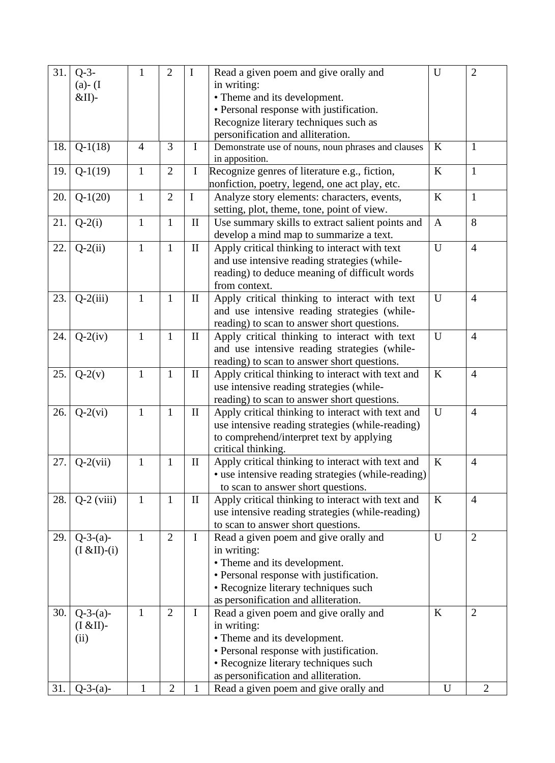| 31. | Q-3-(a)- (I &II)- | 1 | 2 | I | Read a given poem and give orally and in writing:<br>• Theme and its development.<br>• Personal response with justification.<br>Recognize literary techniques such as personification and alliteration. | U | 2 |
|---|---|---|---|---|---|---|---|
| 18. | Q-1(18) | 4 | 3 | I | Demonstrate use of nouns, noun phrases and clauses in apposition. | K | 1 |
| 19. | Q-1(19) | 1 | 2 | I | Recognize genres of literature e.g., fiction, nonfiction, poetry, legend, one act play, etc. | K | 1 |
| 20. | Q-1(20) | 1 | 2 | I | Analyze story elements: characters, events, setting, plot, theme, tone, point of view. | K | 1 |
| 21. | Q-2(i) | 1 | 1 | II | Use summary skills to extract salient points and develop a mind map to summarize a text. | A | 8 |
| 22. | Q-2(ii) | 1 | 1 | II | Apply critical thinking to interact with text and use intensive reading strategies (while-reading) to deduce meaning of difficult words from context. | U | 4 |
| 23. | Q-2(iii) | 1 | 1 | II | Apply critical thinking to interact with text and use intensive reading strategies (while-reading) to scan to answer short questions. | U | 4 |
| 24. | Q-2(iv) | 1 | 1 | II | Apply critical thinking to interact with text and use intensive reading strategies (while-reading) to scan to answer short questions. | U | 4 |
| 25. | Q-2(v) | 1 | 1 | II | Apply critical thinking to interact with text and use intensive reading strategies (while-reading) to scan to answer short questions. | K | 4 |
| 26. | Q-2(vi) | 1 | 1 | II | Apply critical thinking to interact with text and use intensive reading strategies (while-reading) to comprehend/interpret text by applying critical thinking. | U | 4 |
| 27. | Q-2(vii) | 1 | 1 | II | Apply critical thinking to interact with text and<br>• use intensive reading strategies (while-reading) to scan to answer short questions. | K | 4 |
| 28. | Q-2 (viii) | 1 | 1 | II | Apply critical thinking to interact with text and use intensive reading strategies (while-reading) to scan to answer short questions. | K | 4 |
| 29. | Q-3-(a)-(I &II)-(i) | 1 | 2 | I | Read a given poem and give orally and in writing:<br>• Theme and its development.<br>• Personal response with justification.<br>• Recognize literary techniques such as personification and alliteration. | U | 2 |
| 30. | Q-3-(a)-(I &II)-(ii) | 1 | 2 | I | Read a given poem and give orally and in writing:<br>• Theme and its development.<br>• Personal response with justification.<br>• Recognize literary techniques such as personification and alliteration. | K | 2 |
| 31. | Q-3-(a)- | 1 | 2 | 1 | Read a given poem and give orally and | U | 2 |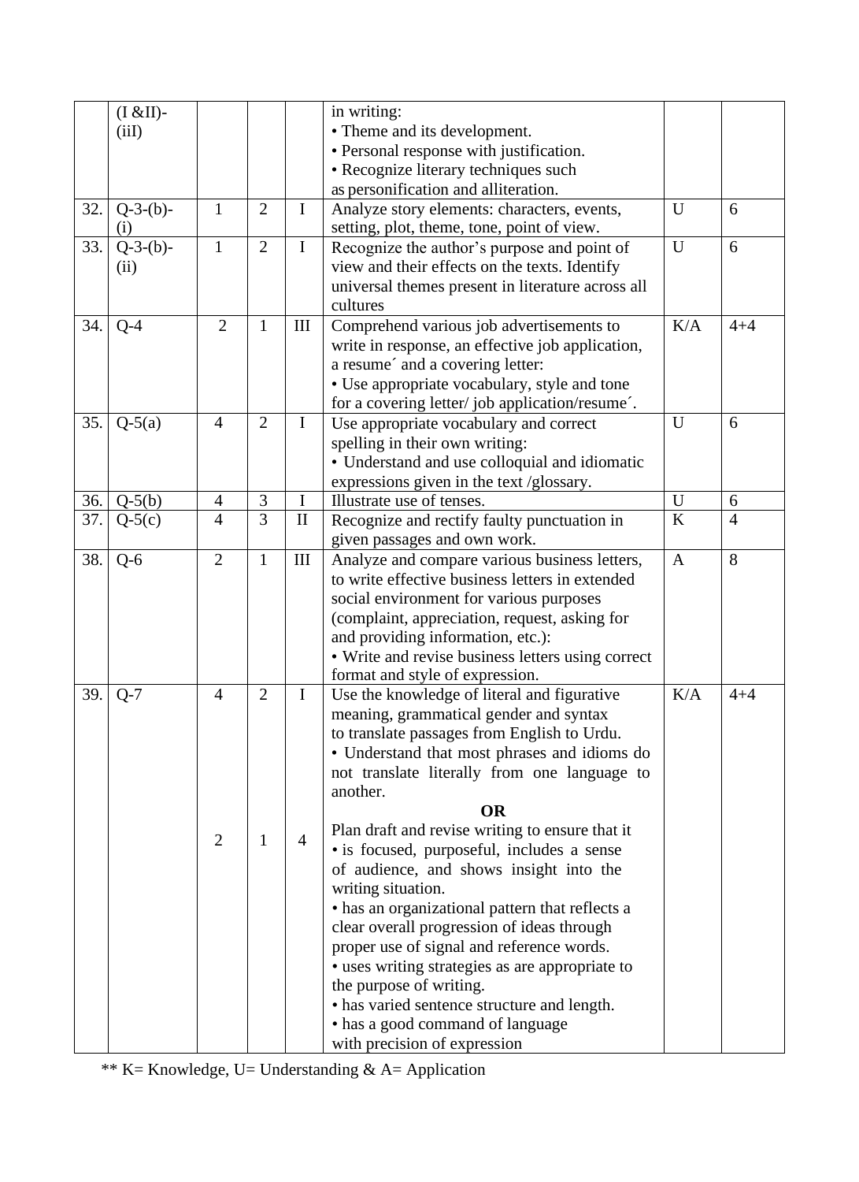| | | | | | | | |
|---|---|---|---|---|---|---|---|
| | (I &II)-(iiI) | | | | in writing:<br>• Theme and its development.<br>• Personal response with justification.<br>• Recognize literary techniques such as personification and alliteration. | | |
| 32. | Q-3-(b)-(i) | 1 | 2 | I | Analyze story elements: characters, events, setting, plot, theme, tone, point of view. | U | 6 |
| 33. | Q-3-(b)-(ii) | 1 | 2 | I | Recognize the author's purpose and point of view and their effects on the texts. Identify universal themes present in literature across all cultures | U | 6 |
| 34. | Q-4 | 2 | 1 | III | Comprehend various job advertisements to write in response, an effective job application, a resume´ and a covering letter:<br>• Use appropriate vocabulary, style and tone for a covering letter/ job application/resume´. | K/A | 4+4 |
| 35. | Q-5(a) | 4 | 2 | I | Use appropriate vocabulary and correct spelling in their own writing:<br>• Understand and use colloquial and idiomatic expressions given in the text /glossary. | U | 6 |
| 36. | Q-5(b) | 4 | 3 | I | Illustrate use of tenses. | U | 6 |
| 37. | Q-5(c) | 4 | 3 | II | Recognize and rectify faulty punctuation in given passages and own work. | K | 4 |
| 38. | Q-6 | 2 | 1 | III | Analyze and compare various business letters, to write effective business letters in extended social environment for various purposes (complaint, appreciation, request, asking for and providing information, etc.):<br>• Write and revise business letters using correct format and style of expression. | A | 8 |
| 39. | Q-7 | 4<br><br><br><br><br>2 | 2<br><br><br><br><br>1 | I<br><br><br><br><br>4 | Use the knowledge of literal and figurative meaning, grammatical gender and syntax to translate passages from English to Urdu.<br>• Understand that most phrases and idioms do not translate literally from one language to another.<br>**OR**<br>Plan draft and revise writing to ensure that it<br>• is focused, purposeful, includes a sense of audience, and shows insight into the writing situation.<br>• has an organizational pattern that reflects a clear overall progression of ideas through proper use of signal and reference words.<br>• uses writing strategies as are appropriate to the purpose of writing.<br>• has varied sentence structure and length.<br>• has a good command of language with precision of expression | K/A | 4+4 |

** K= Knowledge, U= Understanding & A= Application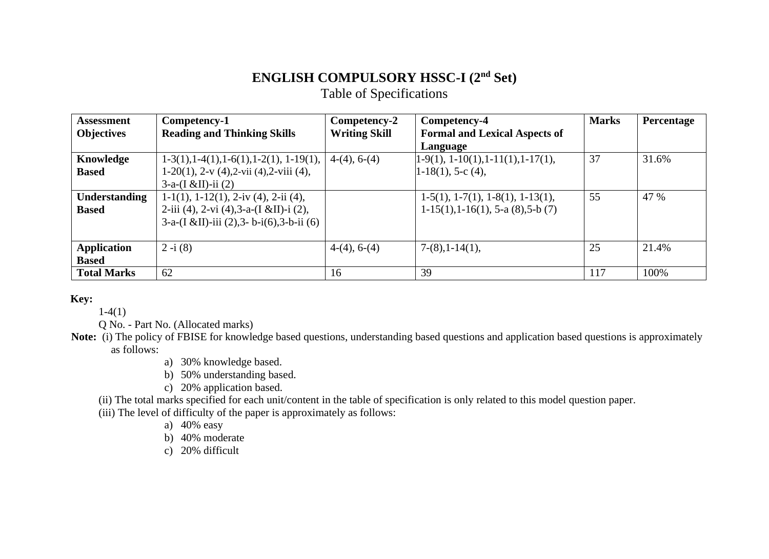# ENGLISH COMPULSORY HSSC-I (2nd Set)

Table of Specifications

| **Assessment Objectives** | **Competency-1 Reading and Thinking Skills** | **Competency-2 Writing Skill** | **Competency-4 Formal and Lexical Aspects of Language** | **Marks** | **Percentage** |
|---|---|---|---|---|---|
| **Knowledge Based** | 1-3(1),1-4(1),1-6(1),1-2(1), 1-19(1), 1-20(1), 2-v (4),2-vii (4),2-viii (4), 3-a-(I &II)-ii (2) | 4-(4), 6-(4) | 1-9(1), 1-10(1),1-11(1),1-17(1), 1-18(1), 5-c (4), | 37 | 31.6% |
| **Understanding Based** | 1-1(1), 1-12(1), 2-iv (4), 2-ii (4), 2-iii (4), 2-vi (4),3-a-(I &II)-i (2), 3-a-(I &II)-iii (2),3- b-i(6),3-b-ii (6) | | 1-5(1), 1-7(1), 1-8(1), 1-13(1), 1-15(1),1-16(1), 5-a (8),5-b (7) | 55 | 47 % |
| **Application Based** | 2 -i (8) | 4-(4), 6-(4) | 7-(8),1-14(1), | 25 | 21.4% |
| **Total Marks** | 62 | 16 | 39 | 117 | 100% |

**Key:**

1-4(1)

Q No. - Part No. (Allocated marks)

**Note:** (i) The policy of FBISE for knowledge based questions, understanding based questions and application based questions is approximately as follows:

a) 30% knowledge based.
b) 50% understanding based.
c) 20% application based.

(ii) The total marks specified for each unit/content in the table of specification is only related to this model question paper.

(iii) The level of difficulty of the paper is approximately as follows:

a) 40% easy
b) 40% moderate
c) 20% difficult